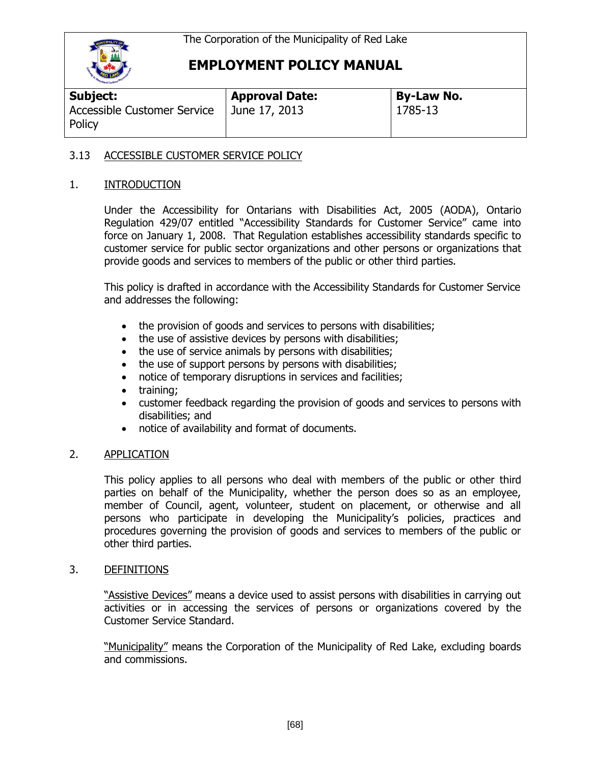The Corporation of the Municipality of Red Lake

# EMPLOYMENT POLICY MANUAL

| Subject: | Approval Date: | By-Law No. |
|---|---|---|
| Accessible Customer Service Policy | June 17, 2013 | 1785-13 |

## 3.13 ACCESSIBLE CUSTOMER SERVICE POLICY

### 1. INTRODUCTION

Under the Accessibility for Ontarians with Disabilities Act, 2005 (AODA), Ontario Regulation 429/07 entitled "Accessibility Standards for Customer Service" came into force on January 1, 2008. That Regulation establishes accessibility standards specific to customer service for public sector organizations and other persons or organizations that provide goods and services to members of the public or other third parties.

This policy is drafted in accordance with the Accessibility Standards for Customer Service and addresses the following:

- the provision of goods and services to persons with disabilities;
- the use of assistive devices by persons with disabilities;
- the use of service animals by persons with disabilities;
- the use of support persons by persons with disabilities;
- notice of temporary disruptions in services and facilities;
- training;
- customer feedback regarding the provision of goods and services to persons with disabilities; and
- notice of availability and format of documents.

### 2. APPLICATION

This policy applies to all persons who deal with members of the public or other third parties on behalf of the Municipality, whether the person does so as an employee, member of Council, agent, volunteer, student on placement, or otherwise and all persons who participate in developing the Municipality's policies, practices and procedures governing the provision of goods and services to members of the public or other third parties.

### 3. DEFINITIONS

"Assistive Devices" means a device used to assist persons with disabilities in carrying out activities or in accessing the services of persons or organizations covered by the Customer Service Standard.

"Municipality" means the Corporation of the Municipality of Red Lake, excluding boards and commissions.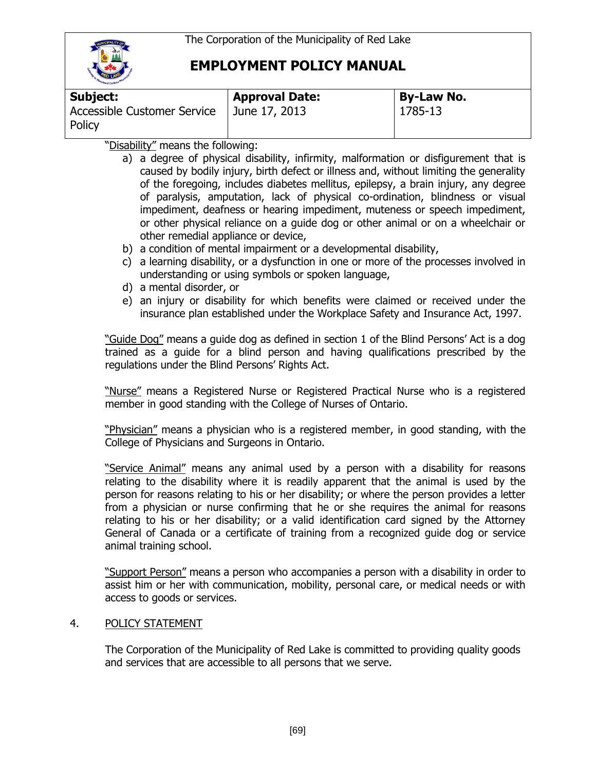| **Subject:** | **Approval Date:** | **By-Law No.** |
| --- | --- | --- |
| Accessible Customer Service Policy | June 17, 2013 | 1785-13 |

"Disability" means the following:

a) a degree of physical disability, infirmity, malformation or disfigurement that is caused by bodily injury, birth defect or illness and, without limiting the generality of the foregoing, includes diabetes mellitus, epilepsy, a brain injury, any degree of paralysis, amputation, lack of physical co-ordination, blindness or visual impediment, deafness or hearing impediment, muteness or speech impediment, or other physical reliance on a guide dog or other animal or on a wheelchair or other remedial appliance or device,
b) a condition of mental impairment or a developmental disability,
c) a learning disability, or a dysfunction in one or more of the processes involved in understanding or using symbols or spoken language,
d) a mental disorder, or
e) an injury or disability for which benefits were claimed or received under the insurance plan established under the Workplace Safety and Insurance Act, 1997.

"Guide Dog" means a guide dog as defined in section 1 of the Blind Persons' Act is a dog trained as a guide for a blind person and having qualifications prescribed by the regulations under the Blind Persons' Rights Act.

"Nurse" means a Registered Nurse or Registered Practical Nurse who is a registered member in good standing with the College of Nurses of Ontario.

"Physician" means a physician who is a registered member, in good standing, with the College of Physicians and Surgeons in Ontario.

"Service Animal" means any animal used by a person with a disability for reasons relating to the disability where it is readily apparent that the animal is used by the person for reasons relating to his or her disability; or where the person provides a letter from a physician or nurse confirming that he or she requires the animal for reasons relating to his or her disability; or a valid identification card signed by the Attorney General of Canada or a certificate of training from a recognized guide dog or service animal training school.

"Support Person" means a person who accompanies a person with a disability in order to assist him or her with communication, mobility, personal care, or medical needs or with access to goods or services.

4. POLICY STATEMENT

The Corporation of the Municipality of Red Lake is committed to providing quality goods and services that are accessible to all persons that we serve.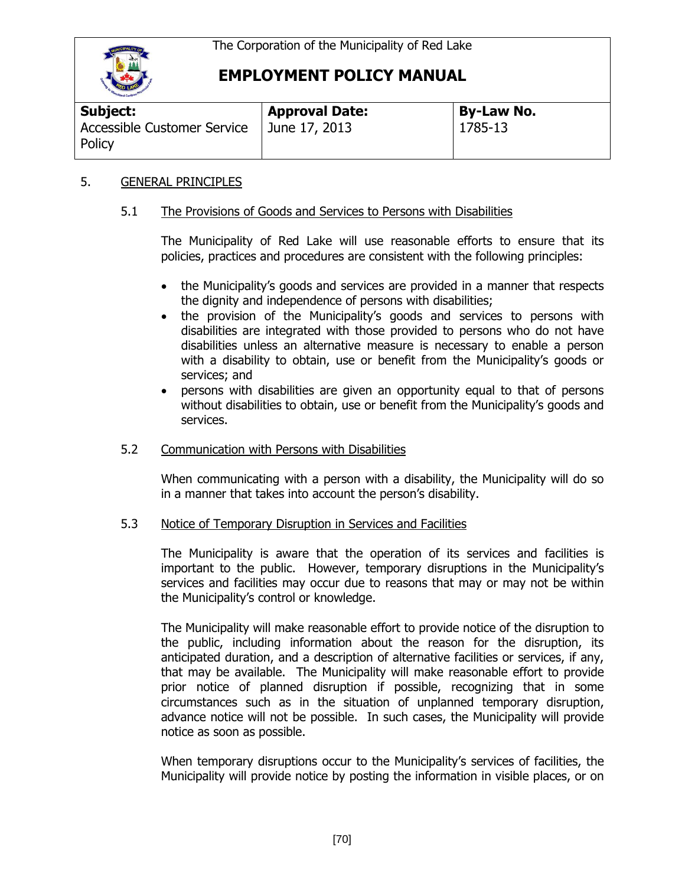The Corporation of the Municipality of Red Lake

# EMPLOYMENT POLICY MANUAL

| **Subject:** | **Approval Date:** | **By-Law No.** |
|---|---|---|
| Accessible Customer Service Policy | June 17, 2013 | 1785-13 |

## 5. GENERAL PRINCIPLES

### 5.1 The Provisions of Goods and Services to Persons with Disabilities

The Municipality of Red Lake will use reasonable efforts to ensure that its policies, practices and procedures are consistent with the following principles:

- the Municipality's goods and services are provided in a manner that respects the dignity and independence of persons with disabilities;
- the provision of the Municipality's goods and services to persons with disabilities are integrated with those provided to persons who do not have disabilities unless an alternative measure is necessary to enable a person with a disability to obtain, use or benefit from the Municipality's goods or services; and
- persons with disabilities are given an opportunity equal to that of persons without disabilities to obtain, use or benefit from the Municipality's goods and services.

### 5.2 Communication with Persons with Disabilities

When communicating with a person with a disability, the Municipality will do so in a manner that takes into account the person's disability.

### 5.3 Notice of Temporary Disruption in Services and Facilities

The Municipality is aware that the operation of its services and facilities is important to the public. However, temporary disruptions in the Municipality's services and facilities may occur due to reasons that may or may not be within the Municipality's control or knowledge.

The Municipality will make reasonable effort to provide notice of the disruption to the public, including information about the reason for the disruption, its anticipated duration, and a description of alternative facilities or services, if any, that may be available. The Municipality will make reasonable effort to provide prior notice of planned disruption if possible, recognizing that in some circumstances such as in the situation of unplanned temporary disruption, advance notice will not be possible. In such cases, the Municipality will provide notice as soon as possible.

When temporary disruptions occur to the Municipality's services of facilities, the Municipality will provide notice by posting the information in visible places, or on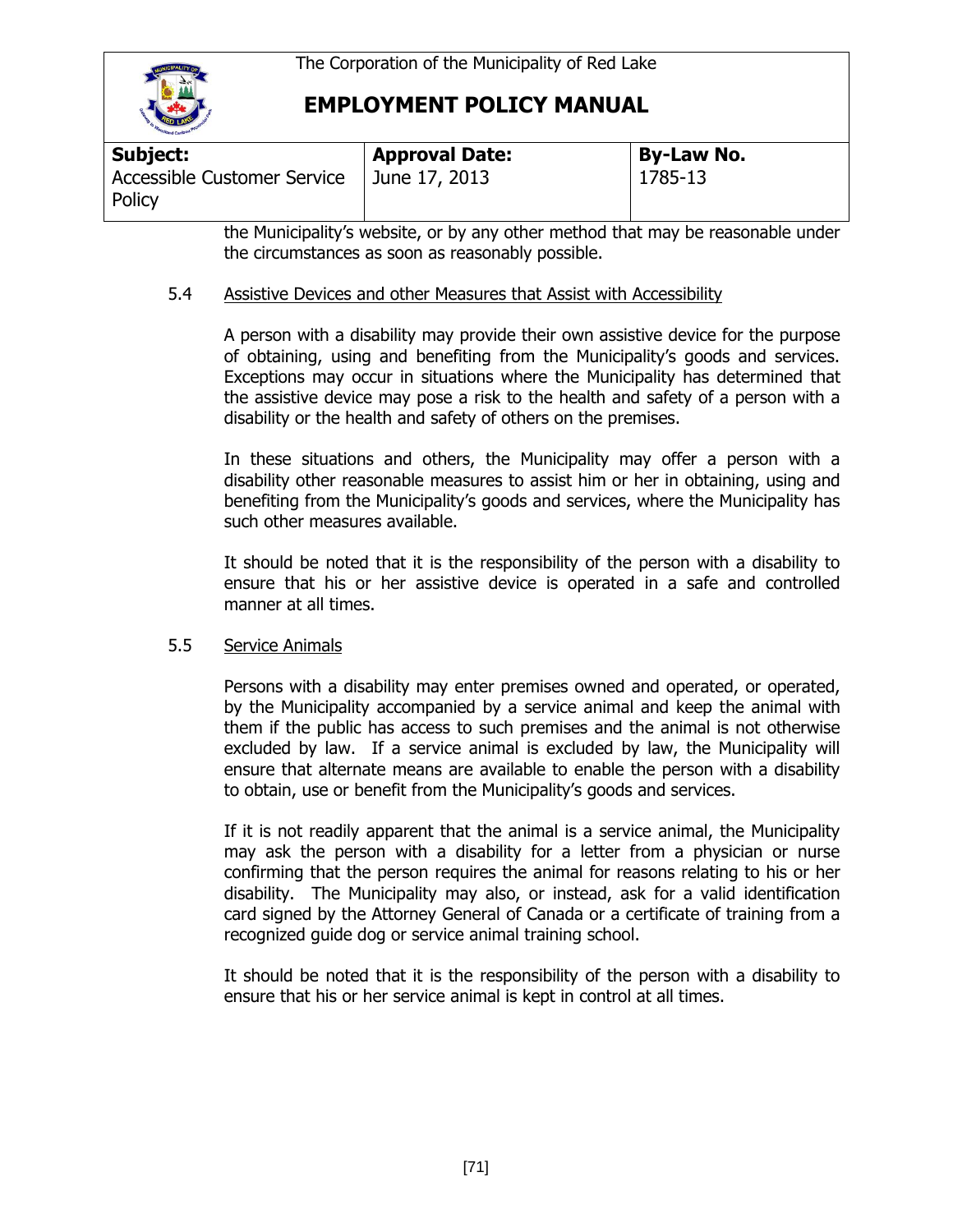the Municipality's website, or by any other method that may be reasonable under the circumstances as soon as reasonably possible.

### 5.4 Assistive Devices and other Measures that Assist with Accessibility

A person with a disability may provide their own assistive device for the purpose of obtaining, using and benefiting from the Municipality's goods and services. Exceptions may occur in situations where the Municipality has determined that the assistive device may pose a risk to the health and safety of a person with a disability or the health and safety of others on the premises.

In these situations and others, the Municipality may offer a person with a disability other reasonable measures to assist him or her in obtaining, using and benefiting from the Municipality's goods and services, where the Municipality has such other measures available.

It should be noted that it is the responsibility of the person with a disability to ensure that his or her assistive device is operated in a safe and controlled manner at all times.

### 5.5 Service Animals

Persons with a disability may enter premises owned and operated, or operated, by the Municipality accompanied by a service animal and keep the animal with them if the public has access to such premises and the animal is not otherwise excluded by law. If a service animal is excluded by law, the Municipality will ensure that alternate means are available to enable the person with a disability to obtain, use or benefit from the Municipality's goods and services.

If it is not readily apparent that the animal is a service animal, the Municipality may ask the person with a disability for a letter from a physician or nurse confirming that the person requires the animal for reasons relating to his or her disability. The Municipality may also, or instead, ask for a valid identification card signed by the Attorney General of Canada or a certificate of training from a recognized guide dog or service animal training school.

It should be noted that it is the responsibility of the person with a disability to ensure that his or her service animal is kept in control at all times.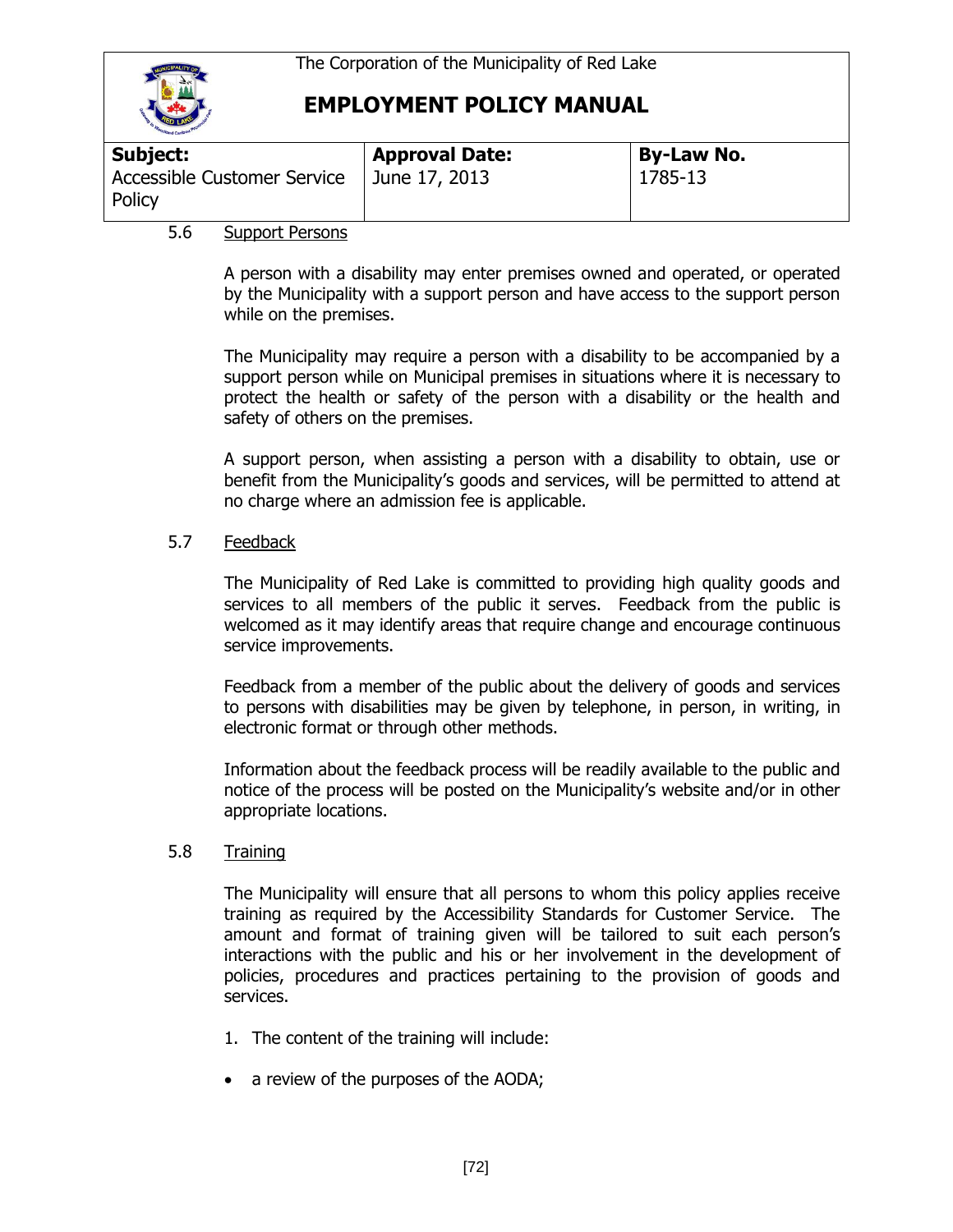| Subject: | Approval Date: | By-Law No. |
| --- | --- | --- |
| Accessible Customer Service Policy | June 17, 2013 | 1785-13 |

### 5.6 Support Persons

A person with a disability may enter premises owned and operated, or operated by the Municipality with a support person and have access to the support person while on the premises.

The Municipality may require a person with a disability to be accompanied by a support person while on Municipal premises in situations where it is necessary to protect the health or safety of the person with a disability or the health and safety of others on the premises.

A support person, when assisting a person with a disability to obtain, use or benefit from the Municipality's goods and services, will be permitted to attend at no charge where an admission fee is applicable.

### 5.7 Feedback

The Municipality of Red Lake is committed to providing high quality goods and services to all members of the public it serves. Feedback from the public is welcomed as it may identify areas that require change and encourage continuous service improvements.

Feedback from a member of the public about the delivery of goods and services to persons with disabilities may be given by telephone, in person, in writing, in electronic format or through other methods.

Information about the feedback process will be readily available to the public and notice of the process will be posted on the Municipality's website and/or in other appropriate locations.

### 5.8 Training

The Municipality will ensure that all persons to whom this policy applies receive training as required by the Accessibility Standards for Customer Service. The amount and format of training given will be tailored to suit each person's interactions with the public and his or her involvement in the development of policies, procedures and practices pertaining to the provision of goods and services.

1. The content of the training will include:

- a review of the purposes of the AODA;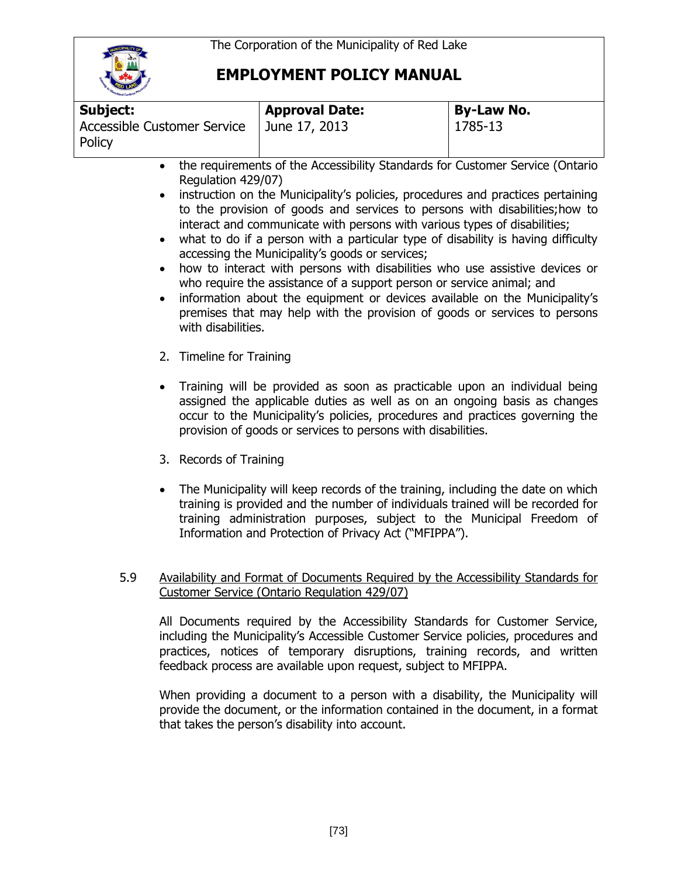- the requirements of the Accessibility Standards for Customer Service (Ontario Regulation 429/07)
- instruction on the Municipality's policies, procedures and practices pertaining to the provision of goods and services to persons with disabilities;how to interact and communicate with persons with various types of disabilities;
- what to do if a person with a particular type of disability is having difficulty accessing the Municipality's goods or services;
- how to interact with persons with disabilities who use assistive devices or who require the assistance of a support person or service animal; and
- information about the equipment or devices available on the Municipality's premises that may help with the provision of goods or services to persons with disabilities.

2. Timeline for Training

- Training will be provided as soon as practicable upon an individual being assigned the applicable duties as well as on an ongoing basis as changes occur to the Municipality's policies, procedures and practices governing the provision of goods or services to persons with disabilities.

3. Records of Training

- The Municipality will keep records of the training, including the date on which training is provided and the number of individuals trained will be recorded for training administration purposes, subject to the Municipal Freedom of Information and Protection of Privacy Act ("MFIPPA").

5.9 Availability and Format of Documents Required by the Accessibility Standards for Customer Service (Ontario Regulation 429/07)

All Documents required by the Accessibility Standards for Customer Service, including the Municipality's Accessible Customer Service policies, procedures and practices, notices of temporary disruptions, training records, and written feedback process are available upon request, subject to MFIPPA.

When providing a document to a person with a disability, the Municipality will provide the document, or the information contained in the document, in a format that takes the person's disability into account.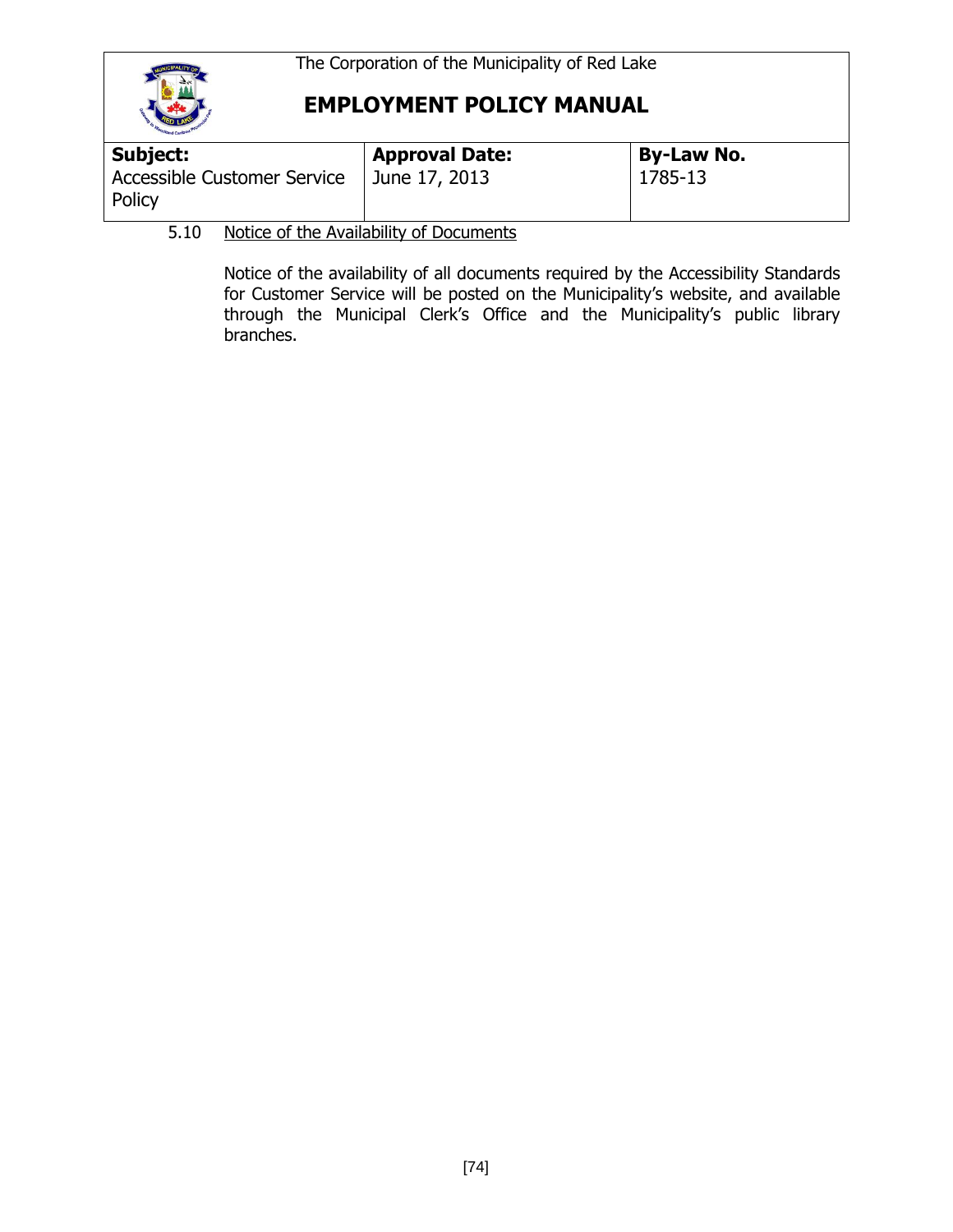The Corporation of the Municipality of Red Lake

# EMPLOYMENT POLICY MANUAL

| Subject: | Approval Date: | By-Law No. |
|---|---|---|
| Accessible Customer Service Policy | June 17, 2013 | 1785-13 |

5.10 Notice of the Availability of Documents

Notice of the availability of all documents required by the Accessibility Standards for Customer Service will be posted on the Municipality's website, and available through the Municipal Clerk's Office and the Municipality's public library branches.